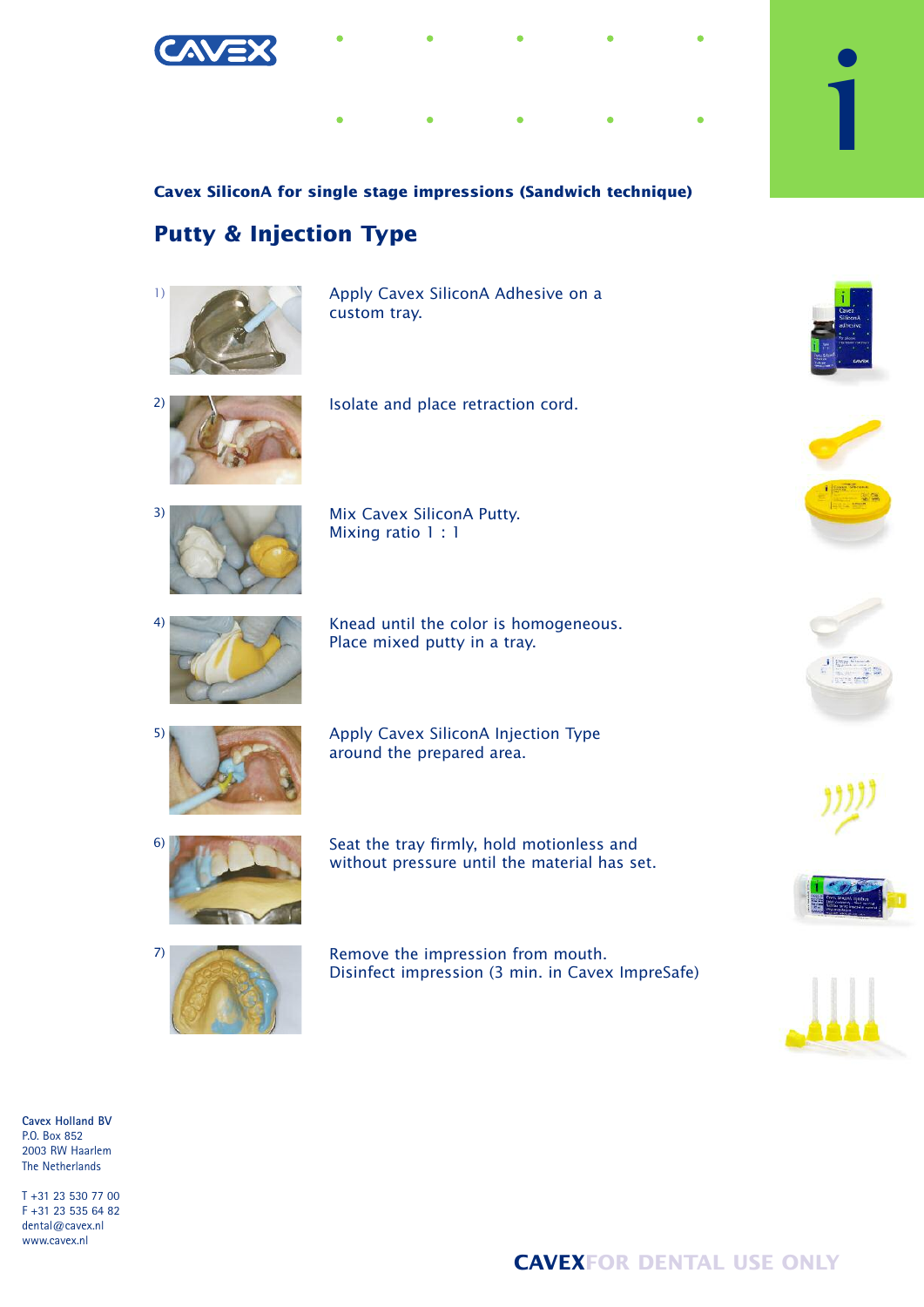**Cavex SiliconA for single stage impressions (Sandwich technique)**

## Putty & Injection Type

1) Apply Cavex SiliconA Adhesive on a custom tray.

2) Isolate and place retraction cord.

3) Mix Cavex SiliconA Putty.
Mixing ratio 1 : 1

4) Knead until the color is homogeneous.
Place mixed putty in a tray.

5) Apply Cavex SiliconA Injection Type around the prepared area.

6) Seat the tray firmly, hold motionless and without pressure until the material has set.

7) Remove the impression from mouth.
Disinfect impression (3 min. in Cavex ImpreSafe)

**Cavex Holland BV**
P.O. Box 852
2003 RW Haarlem
The Netherlands

T +31 23 530 77 00
F +31 23 535 64 82
dental@cavex.nl
www.cavex.nl

**CAVEX** FOR DENTAL USE ONLY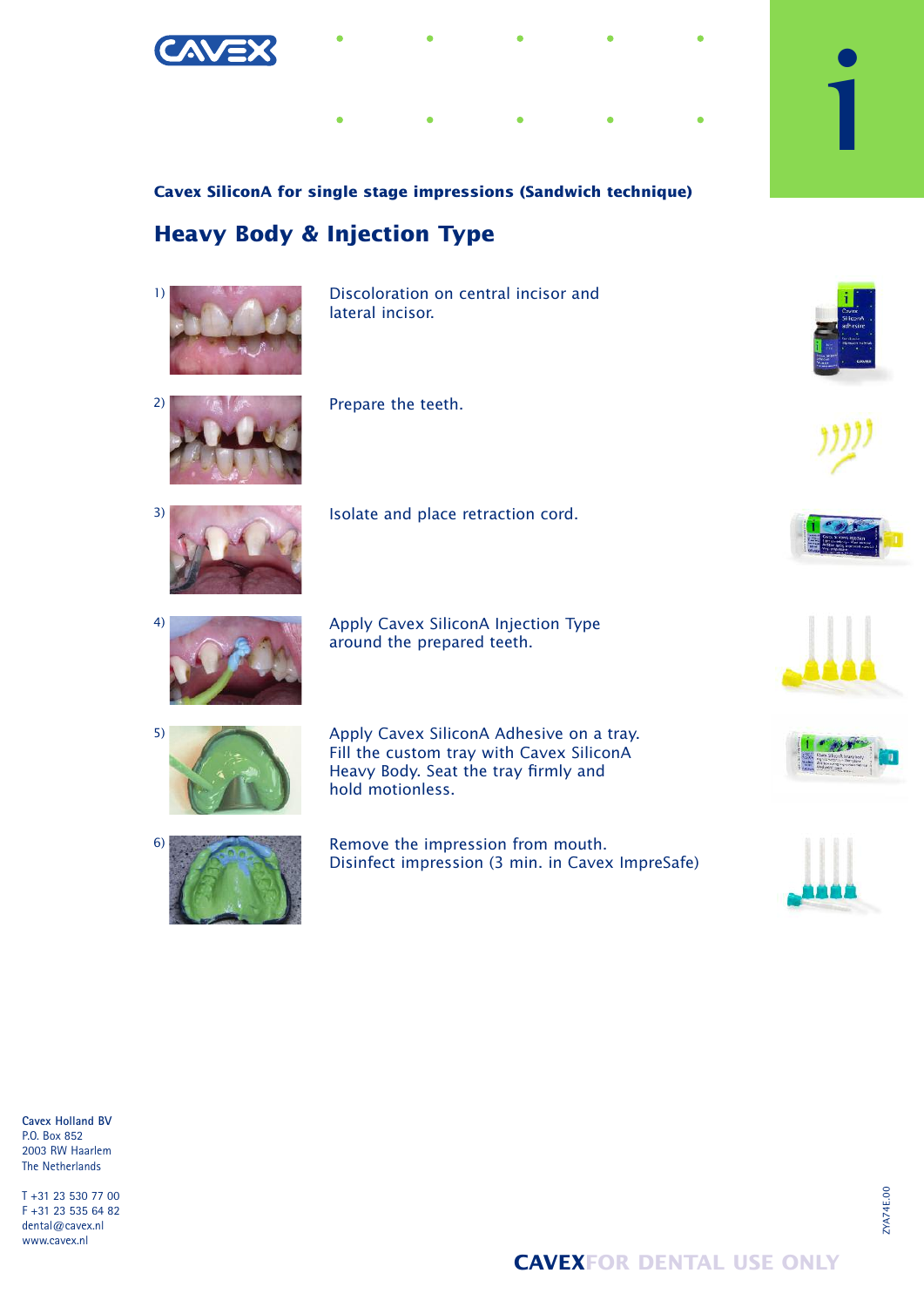Cavex SiliconA for single stage impressions (Sandwich technique)

## Heavy Body & Injection Type

1) Discoloration on central incisor and lateral incisor.

2) Prepare the teeth.

3) Isolate and place retraction cord.

4) Apply Cavex SiliconA Injection Type around the prepared teeth.

5) Apply Cavex SiliconA Adhesive on a tray. Fill the custom tray with Cavex SiliconA Heavy Body. Seat the tray firmly and hold motionless.

6) Remove the impression from mouth. Disinfect impression (3 min. in Cavex ImpreSafe)

**Cavex Holland BV**
P.O. Box 852
2003 RW Haarlem
The Netherlands

T +31 23 530 77 00
F +31 23 535 64 82
dental@cavex.nl
www.cavex.nl

ZYA74E.00

**CAVEX** FOR DENTAL USE ONLY